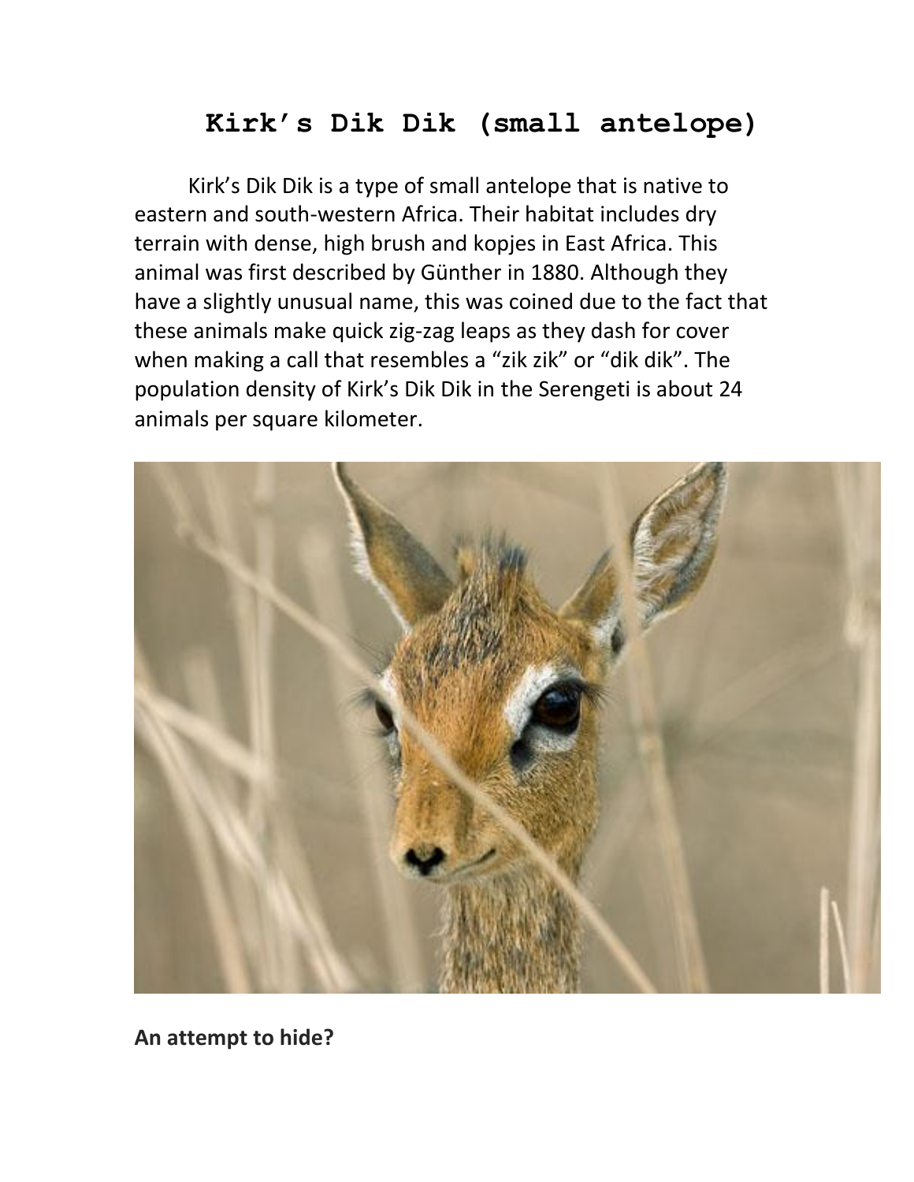# Kirk’s Dik Dik (small antelope)

Kirk’s Dik Dik is a type of small antelope that is native to eastern and south-western Africa. Their habitat includes dry terrain with dense, high brush and kopjes in East Africa. This animal was first described by Günther in 1880. Although they have a slightly unusual name, this was coined due to the fact that these animals make quick zig-zag leaps as they dash for cover when making a call that resembles a “zik zik” or “dik dik”. The population density of Kirk’s Dik Dik in the Serengeti is about 24 animals per square kilometer.

**An attempt to hide?**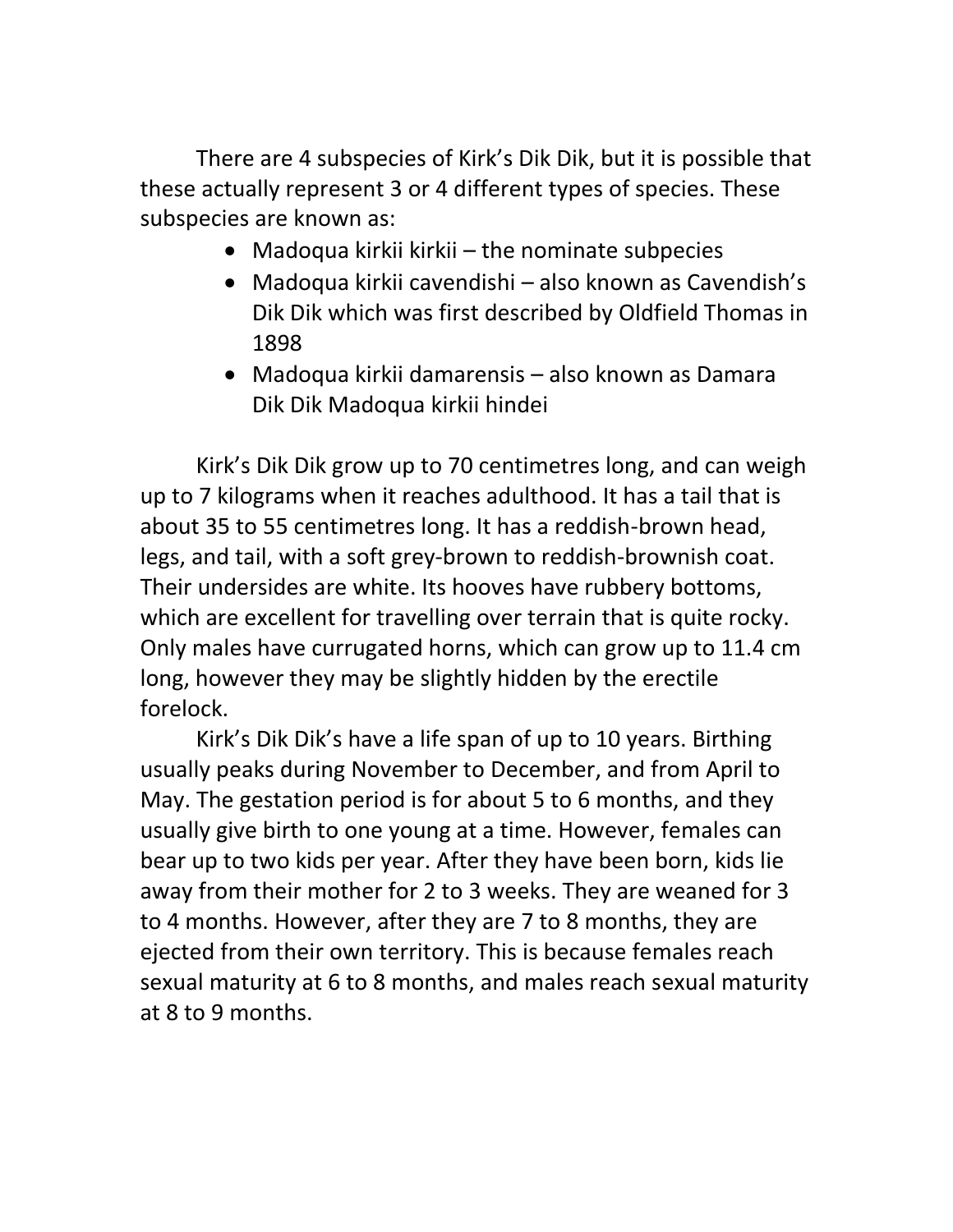There are 4 subspecies of Kirk's Dik Dik, but it is possible that these actually represent 3 or 4 different types of species. These subspecies are known as:

- Madoqua kirkii kirkii – the nominate subpecies
- Madoqua kirkii cavendishi – also known as Cavendish's Dik Dik which was first described by Oldfield Thomas in 1898
- Madoqua kirkii damarensis – also known as Damara Dik Dik Madoqua kirkii hindei

Kirk's Dik Dik grow up to 70 centimetres long, and can weigh up to 7 kilograms when it reaches adulthood. It has a tail that is about 35 to 55 centimetres long. It has a reddish-brown head, legs, and tail, with a soft grey-brown to reddish-brownish coat. Their undersides are white. Its hooves have rubbery bottoms, which are excellent for travelling over terrain that is quite rocky. Only males have currugated horns, which can grow up to 11.4 cm long, however they may be slightly hidden by the erectile forelock.

Kirk's Dik Dik's have a life span of up to 10 years. Birthing usually peaks during November to December, and from April to May. The gestation period is for about 5 to 6 months, and they usually give birth to one young at a time. However, females can bear up to two kids per year. After they have been born, kids lie away from their mother for 2 to 3 weeks. They are weaned for 3 to 4 months. However, after they are 7 to 8 months, they are ejected from their own territory. This is because females reach sexual maturity at 6 to 8 months, and males reach sexual maturity at 8 to 9 months.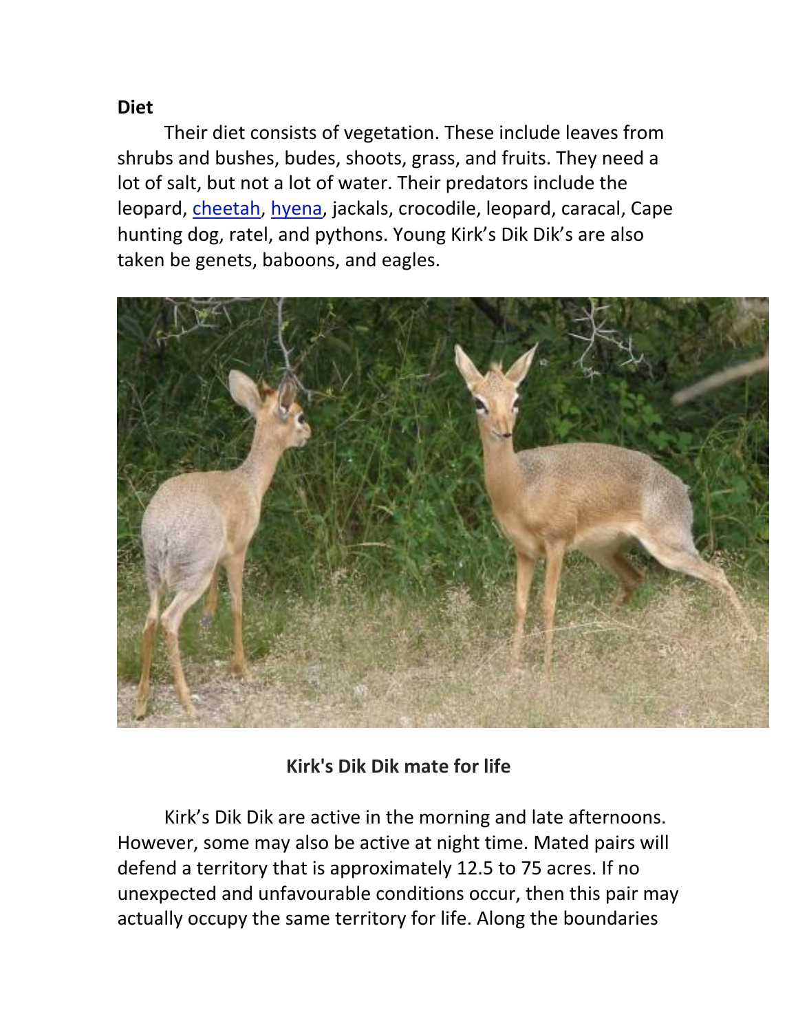**Diet**

Their diet consists of vegetation. These include leaves from shrubs and bushes, budes, shoots, grass, and fruits. They need a lot of salt, but not a lot of water. Their predators include the leopard, cheetah, hyena, jackals, crocodile, leopard, caracal, Cape hunting dog, ratel, and pythons. Young Kirk's Dik Dik's are also taken be genets, baboons, and eagles.

**Kirk's Dik Dik mate for life**

Kirk's Dik Dik are active in the morning and late afternoons. However, some may also be active at night time. Mated pairs will defend a territory that is approximately 12.5 to 75 acres. If no unexpected and unfavourable conditions occur, then this pair may actually occupy the same territory for life. Along the boundaries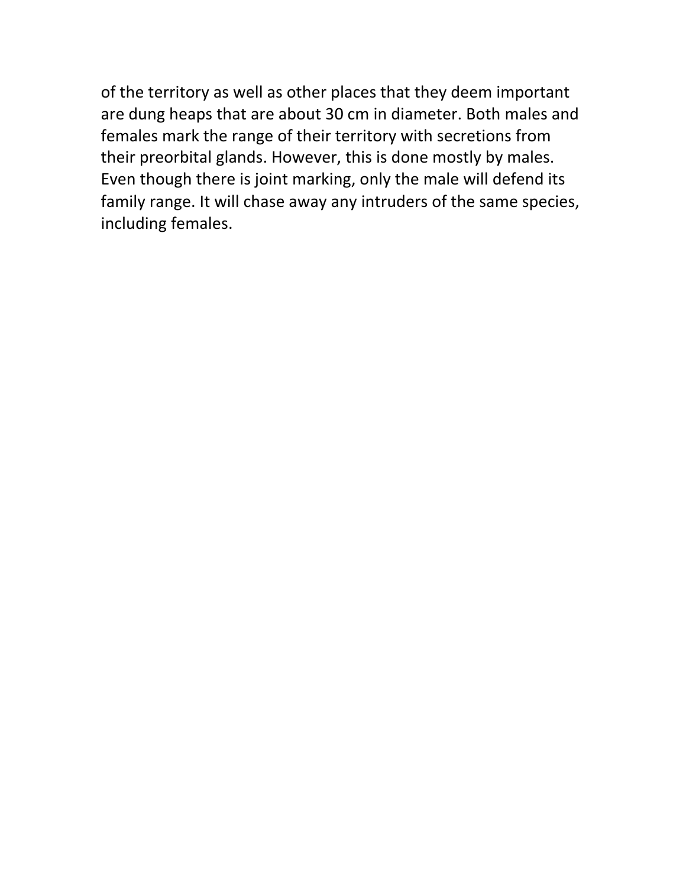of the territory as well as other places that they deem important are dung heaps that are about 30 cm in diameter. Both males and females mark the range of their territory with secretions from their preorbital glands. However, this is done mostly by males. Even though there is joint marking, only the male will defend its family range. It will chase away any intruders of the same species, including females.